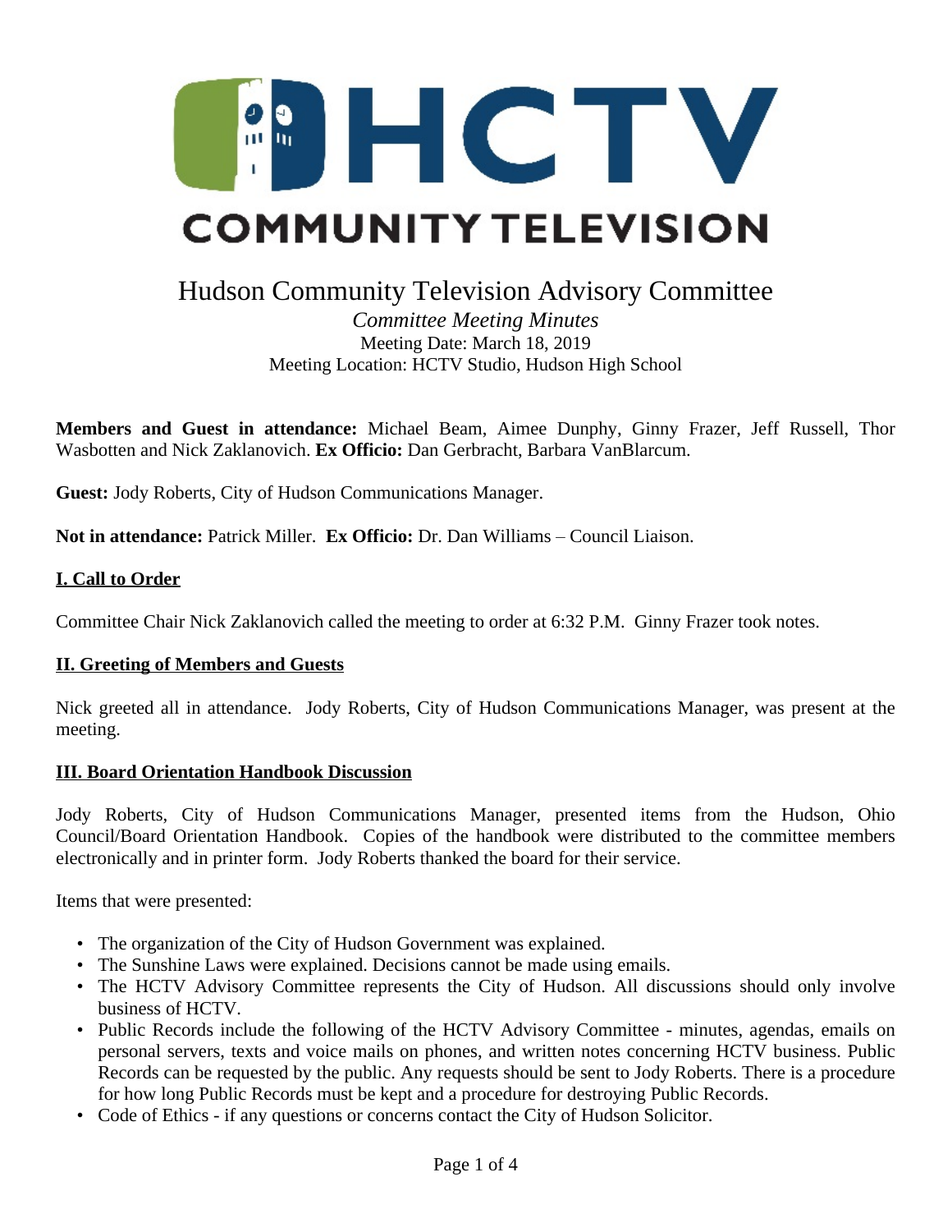# HCTV COMMUNITY TELEVISION

## Hudson Community Television Advisory Committee

*Committee Meeting Minutes*
Meeting Date: March 18, 2019
Meeting Location: HCTV Studio, Hudson High School

**Members and Guest in attendance:** Michael Beam, Aimee Dunphy, Ginny Frazer, Jeff Russell, Thor Wasbotten and Nick Zaklanovich. **Ex Officio:** Dan Gerbracht, Barbara VanBlarcum.

**Guest:** Jody Roberts, City of Hudson Communications Manager.

**Not in attendance:** Patrick Miller. **Ex Officio:** Dr. Dan Williams – Council Liaison.

### I. Call to Order

Committee Chair Nick Zaklanovich called the meeting to order at 6:32 P.M. Ginny Frazer took notes.

### II. Greeting of Members and Guests

Nick greeted all in attendance. Jody Roberts, City of Hudson Communications Manager, was present at the meeting.

### III. Board Orientation Handbook Discussion

Jody Roberts, City of Hudson Communications Manager, presented items from the Hudson, Ohio Council/Board Orientation Handbook. Copies of the handbook were distributed to the committee members electronically and in printer form. Jody Roberts thanked the board for their service.

Items that were presented:

- The organization of the City of Hudson Government was explained.
- The Sunshine Laws were explained. Decisions cannot be made using emails.
- The HCTV Advisory Committee represents the City of Hudson. All discussions should only involve business of HCTV.
- Public Records include the following of the HCTV Advisory Committee - minutes, agendas, emails on personal servers, texts and voice mails on phones, and written notes concerning HCTV business. Public Records can be requested by the public. Any requests should be sent to Jody Roberts. There is a procedure for how long Public Records must be kept and a procedure for destroying Public Records.
- Code of Ethics - if any questions or concerns contact the City of Hudson Solicitor.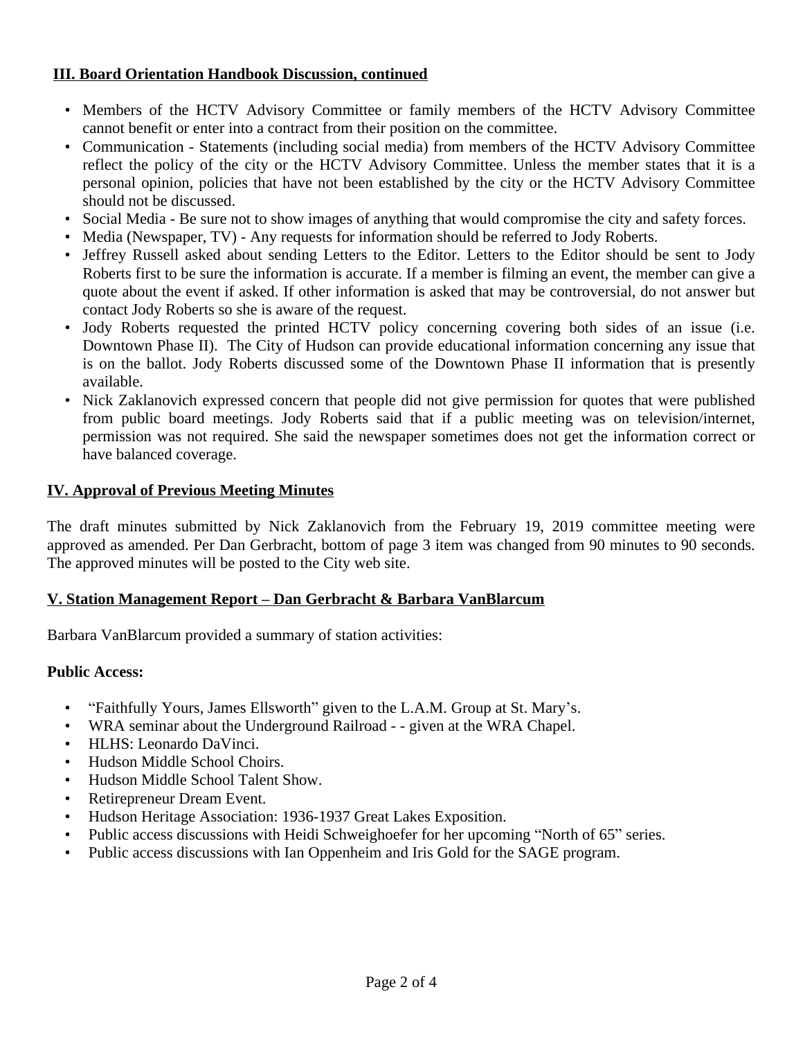### III. Board Orientation Handbook Discussion, continued

- Members of the HCTV Advisory Committee or family members of the HCTV Advisory Committee cannot benefit or enter into a contract from their position on the committee.
- Communication - Statements (including social media) from members of the HCTV Advisory Committee reflect the policy of the city or the HCTV Advisory Committee. Unless the member states that it is a personal opinion, policies that have not been established by the city or the HCTV Advisory Committee should not be discussed.
- Social Media - Be sure not to show images of anything that would compromise the city and safety forces.
- Media (Newspaper, TV) - Any requests for information should be referred to Jody Roberts.
- Jeffrey Russell asked about sending Letters to the Editor. Letters to the Editor should be sent to Jody Roberts first to be sure the information is accurate. If a member is filming an event, the member can give a quote about the event if asked. If other information is asked that may be controversial, do not answer but contact Jody Roberts so she is aware of the request.
- Jody Roberts requested the printed HCTV policy concerning covering both sides of an issue (i.e. Downtown Phase II). The City of Hudson can provide educational information concerning any issue that is on the ballot. Jody Roberts discussed some of the Downtown Phase II information that is presently available.
- Nick Zaklanovich expressed concern that people did not give permission for quotes that were published from public board meetings. Jody Roberts said that if a public meeting was on television/internet, permission was not required. She said the newspaper sometimes does not get the information correct or have balanced coverage.

### IV. Approval of Previous Meeting Minutes

The draft minutes submitted by Nick Zaklanovich from the February 19, 2019 committee meeting were approved as amended. Per Dan Gerbracht, bottom of page 3 item was changed from 90 minutes to 90 seconds. The approved minutes will be posted to the City web site.

### V. Station Management Report – Dan Gerbracht & Barbara VanBlarcum

Barbara VanBlarcum provided a summary of station activities:

**Public Access:**

- "Faithfully Yours, James Ellsworth" given to the L.A.M. Group at St. Mary's.
- WRA seminar about the Underground Railroad - - given at the WRA Chapel.
- HLHS: Leonardo DaVinci.
- Hudson Middle School Choirs.
- Hudson Middle School Talent Show.
- Retirepreneur Dream Event.
- Hudson Heritage Association: 1936-1937 Great Lakes Exposition.
- Public access discussions with Heidi Schweighoefer for her upcoming "North of 65" series.
- Public access discussions with Ian Oppenheim and Iris Gold for the SAGE program.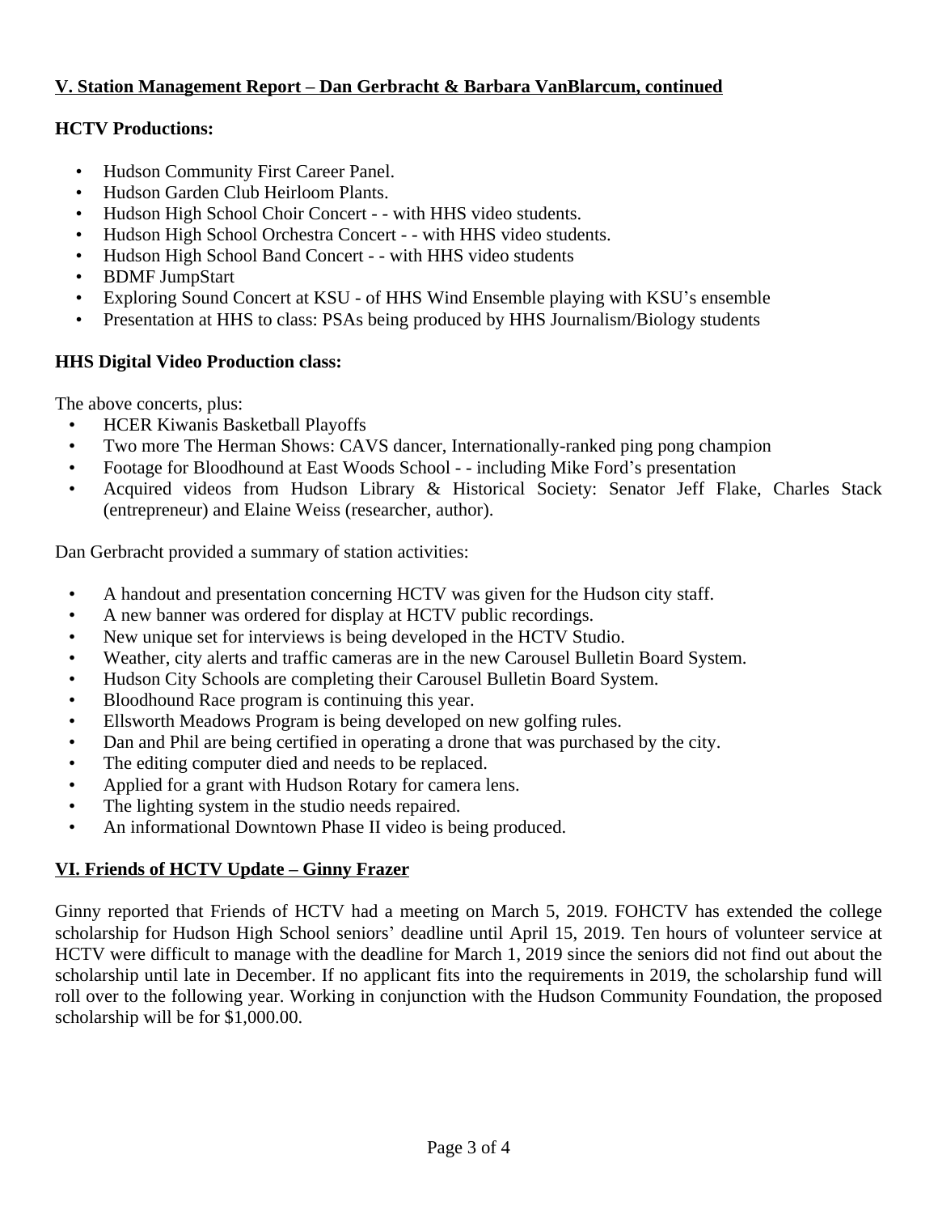## V. Station Management Report – Dan Gerbracht & Barbara VanBlarcum, continued

**HCTV Productions:**

- Hudson Community First Career Panel.
- Hudson Garden Club Heirloom Plants.
- Hudson High School Choir Concert - - with HHS video students.
- Hudson High School Orchestra Concert - - with HHS video students.
- Hudson High School Band Concert - - with HHS video students
- BDMF JumpStart
- Exploring Sound Concert at KSU - of HHS Wind Ensemble playing with KSU's ensemble
- Presentation at HHS to class: PSAs being produced by HHS Journalism/Biology students

**HHS Digital Video Production class:**

The above concerts, plus:

- HCER Kiwanis Basketball Playoffs
- Two more The Herman Shows: CAVS dancer, Internationally-ranked ping pong champion
- Footage for Bloodhound at East Woods School - - including Mike Ford's presentation
- Acquired videos from Hudson Library & Historical Society: Senator Jeff Flake, Charles Stack (entrepreneur) and Elaine Weiss (researcher, author).

Dan Gerbracht provided a summary of station activities:

- A handout and presentation concerning HCTV was given for the Hudson city staff.
- A new banner was ordered for display at HCTV public recordings.
- New unique set for interviews is being developed in the HCTV Studio.
- Weather, city alerts and traffic cameras are in the new Carousel Bulletin Board System.
- Hudson City Schools are completing their Carousel Bulletin Board System.
- Bloodhound Race program is continuing this year.
- Ellsworth Meadows Program is being developed on new golfing rules.
- Dan and Phil are being certified in operating a drone that was purchased by the city.
- The editing computer died and needs to be replaced.
- Applied for a grant with Hudson Rotary for camera lens.
- The lighting system in the studio needs repaired.
- An informational Downtown Phase II video is being produced.

## VI. Friends of HCTV Update – Ginny Frazer

Ginny reported that Friends of HCTV had a meeting on March 5, 2019. FOHCTV has extended the college scholarship for Hudson High School seniors' deadline until April 15, 2019. Ten hours of volunteer service at HCTV were difficult to manage with the deadline for March 1, 2019 since the seniors did not find out about the scholarship until late in December. If no applicant fits into the requirements in 2019, the scholarship fund will roll over to the following year. Working in conjunction with the Hudson Community Foundation, the proposed scholarship will be for $1,000.00.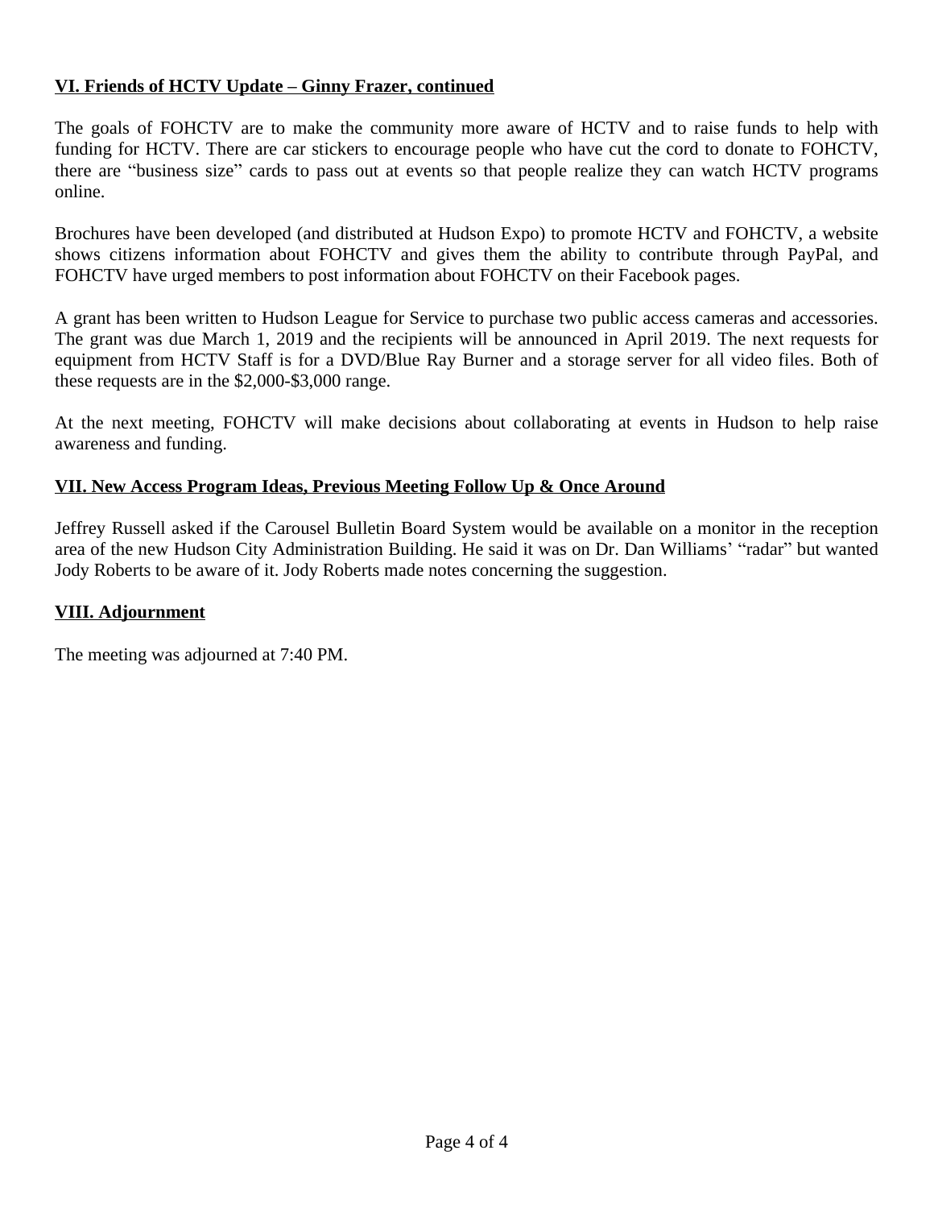## VI. Friends of HCTV Update – Ginny Frazer, continued

The goals of FOHCTV are to make the community more aware of HCTV and to raise funds to help with funding for HCTV. There are car stickers to encourage people who have cut the cord to donate to FOHCTV, there are "business size" cards to pass out at events so that people realize they can watch HCTV programs online.

Brochures have been developed (and distributed at Hudson Expo) to promote HCTV and FOHCTV, a website shows citizens information about FOHCTV and gives them the ability to contribute through PayPal, and FOHCTV have urged members to post information about FOHCTV on their Facebook pages.

A grant has been written to Hudson League for Service to purchase two public access cameras and accessories. The grant was due March 1, 2019 and the recipients will be announced in April 2019. The next requests for equipment from HCTV Staff is for a DVD/Blue Ray Burner and a storage server for all video files. Both of these requests are in the $2,000-$3,000 range.

At the next meeting, FOHCTV will make decisions about collaborating at events in Hudson to help raise awareness and funding.

## VII. New Access Program Ideas, Previous Meeting Follow Up & Once Around

Jeffrey Russell asked if the Carousel Bulletin Board System would be available on a monitor in the reception area of the new Hudson City Administration Building. He said it was on Dr. Dan Williams' "radar" but wanted Jody Roberts to be aware of it. Jody Roberts made notes concerning the suggestion.

## VIII. Adjournment

The meeting was adjourned at 7:40 PM.